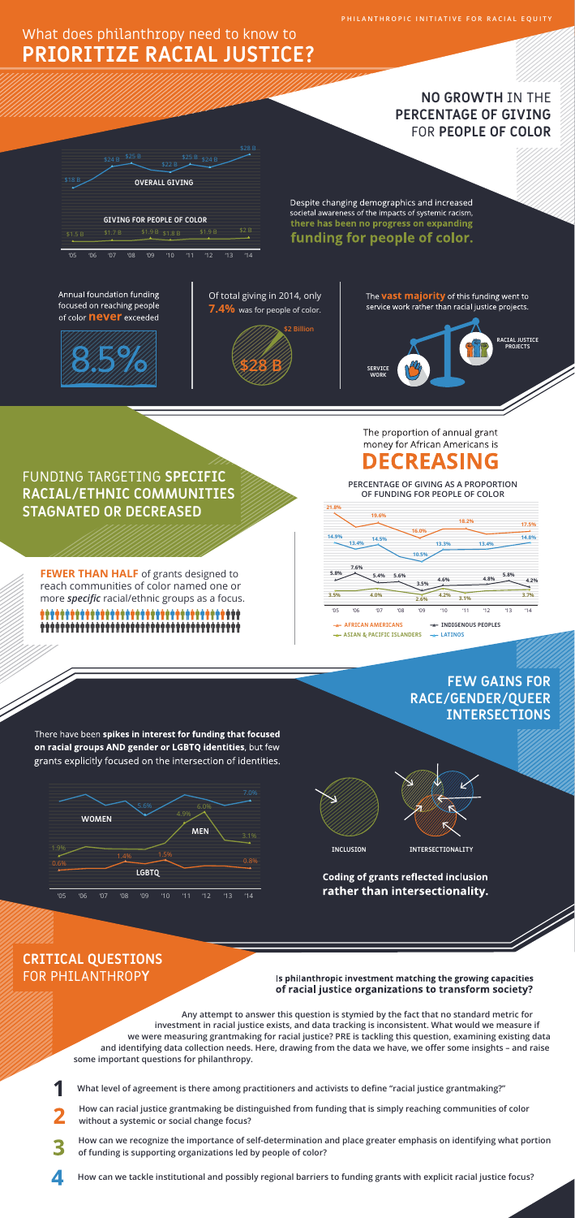PHILANTHROPIC INITIATIVE FOR RACIAL EQUITY

# What does philanthropy need to know to PRIORITIZE RACIAL JUSTICE?

## NO GROWTH IN THE PERCENTAGE OF GIVING FOR PEOPLE OF COLOR

| | '05 | '06 | '07 | '08 | '09 | '10 | '11 | '12 | '13 | '14 |
|---|---|---|---|---|---|---|---|---|---|---|
| OVERALL GIVING | $18 B | | $24 B | $25 B | $22 B | | $25 B | $24 B | | $28 B |
| GIVING FOR PEOPLE OF COLOR | $1.5 B | | $1.7 B | | $1.9 B | $1.8 B | | $1.9 B | | $2 B |

Despite changing demographics and increased societal awareness of the impacts of systemic racism, **there has been no progress on expanding funding for people of color.**

Annual foundation funding focused on reaching people of color **never** exceeded

**8.5%**

Of total giving in 2014, only **7.4%** was for people of color.

$2 Billion / $28 B

The **vast majority** of this funding went to service work rather than racial justice projects.

SERVICE WORK — RACIAL JUSTICE PROJECTS

## FUNDING TARGETING SPECIFIC RACIAL/ETHNIC COMMUNITIES STAGNATED OR DECREASED

**FEWER THAN HALF** of grants designed to reach communities of color named one or more ***specific*** racial/ethnic groups as a focus.

The proportion of annual grant money for African Americans is

### DECREASING

**PERCENTAGE OF GIVING AS A PROPORTION OF FUNDING FOR PEOPLE OF COLOR**

Chart values ('05–'14): 21.8%, 19.6%, 16.0%, 18.2%, 17.5%, 14.9%, 13.4%, 14.5%, 10.5%, 13.3%, 13.4%, 14.8%, 7.6%, 5.8%, 5.4%, 5.6%, 3.5%, 4.6%, 4.8%, 5.8%, 4.2%, 3.5%, 4.0%, 2.6%, 4.2%, 3.1%, 3.7%

Legend: AFRICAN AMERICANS, INDIGENOUS PEOPLES, ASIAN & PACIFIC ISLANDERS, LATINOS

## FEW GAINS FOR RACE/GENDER/QUEER INTERSECTIONS

There have been **spikes in interest for funding that focused on racial groups AND gender or LGBTQ identities**, but few grants explicitly focused on the intersection of identities.

Chart ('05–'14): WOMEN: 1.9%, 5.6%, 4.9%, 6.0%, 7.0%; MEN: 0.6%, 1.4%, 1.5%, 3.1%; LGBTQ: 0.8%

INCLUSION — INTERSECTIONALITY

**Coding of grants reflected inclusion rather than intersectionality.**

## CRITICAL QUESTIONS FOR PHILANTHROPY

**Is philanthropic investment matching the growing capacities of racial justice organizations to transform society?**

**Any attempt to answer this question is stymied by the fact that no standard metric for investment in racial justice exists, and data tracking is inconsistent. What would we measure if we were measuring grantmaking for racial justice? PRE is tackling this question, examining existing data and identifying data collection needs. Here, drawing from the data we have, we offer some insights – and raise some important questions for philanthropy.**

1. **What level of agreement is there among practitioners and activists to define "racial justice grantmaking?"**
2. **How can racial justice grantmaking be distinguished from funding that is simply reaching communities of color without a systemic or social change focus?**
3. **How can we recognize the importance of self-determination and place greater emphasis on identifying what portion of funding is supporting organizations led by people of color?**
4. **How can we tackle institutional and possibly regional barriers to funding grants with explicit racial justice focus?**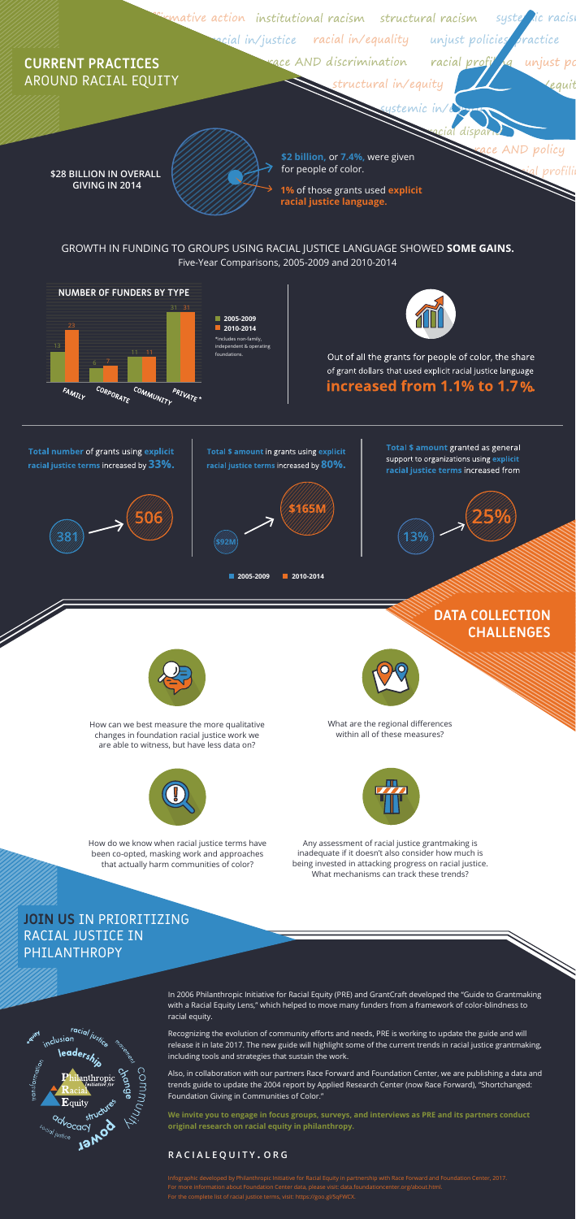affirmative action institutional racism structural racism systemic racism
racial in/justice racial in/equality unjust policies practice
race AND discrimination racial profiling unjust po
structural in/equity equit
systemic in/
racial dispar
race AND policy
racial profili

## CURRENT PRACTICES AROUND RACIAL EQUITY

**$28 BILLION IN OVERALL GIVING IN 2014**

**$2 billion**, or **7.4%**, were given for people of color.

**1%** of those grants used **explicit racial justice language.**

GROWTH IN FUNDING TO GROUPS USING RACIAL JUSTICE LANGUAGE SHOWED **SOME GAINS.**
Five-Year Comparisons, 2005-2009 and 2010-2014

**NUMBER OF FUNDERS BY TYPE**

13
23
6
7
11
11
31
31

FAMILY
CORPORATE
COMMUNITY
PRIVATE*

2005-2009
2010-2014
*includes non-family, independent & operating foundations.

Out of all the grants for people of color, the share of grant dollars that used explicit racial justice language **increased from 1.1% to 1.7%.**

**Total number** of grants using **explicit racial justice terms** increased by **33%.**

381
506

**Total $ amount** in grants using **explicit racial justice terms** increased by **80%.**

$92M
$165M

**Total $ amount** granted as general support to organizations using **explicit racial justice terms** increased from

13%
25%

2005-2009
2010-2014

## DATA COLLECTION CHALLENGES

How can we best measure the more qualitative changes in foundation racial justice work we are able to witness, but have less data on?

What are the regional differences within all of these measures?

How do we know when racial justice terms have been co-opted, masking work and approaches that actually harm communities of color?

Any assessment of racial justice grantmaking is inadequate if it doesn't also consider how much is being invested in attacking progress on racial justice. What mechanisms can track these trends?

## JOIN US IN PRIORITIZING RACIAL JUSTICE IN PHILANTHROPY

In 2006 Philanthropic Initiative for Racial Equity (PRE) and GrantCraft developed the "Guide to Grantmaking with a Racial Equity Lens," which helped to move many funders from a framework of color-blindness to racial equity.

Recognizing the evolution of community efforts and needs, PRE is working to update the guide and will release it in late 2017. The new guide will highlight some of the current trends in racial justice grantmaking, including tools and strategies that sustain the work.

Also, in collaboration with our partners Race Forward and Foundation Center, we are publishing a data and trends guide to update the 2004 report by Applied Research Center (now Race Forward), "Shortchanged: Foundation Giving in Communities of Color."

**We invite you to engage in focus groups, surveys, and interviews as PRE and its partners conduct original research on racial equity in philanthropy.**

**RACIALEQUITY.ORG**

Infographic developed by Philanthropic Initiative for Racial Equity in partnership with Race Forward and Foundation Center, 2017.
For more information about Foundation Center data, please visit: data.foundationcenter.org/about.html.
For the complete list of racial justice terms, visit: https://goo.gl/5qPWCX.